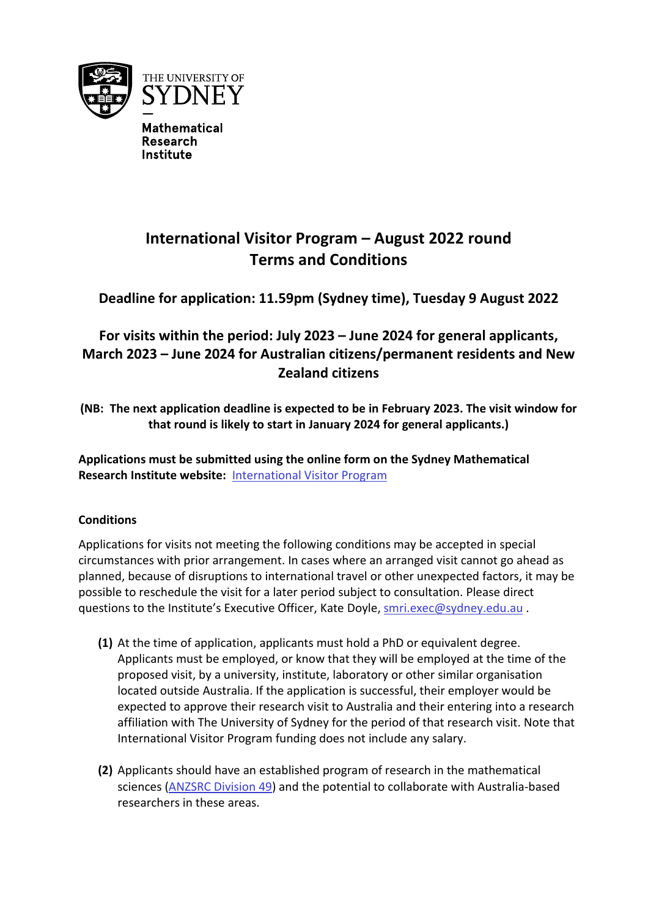THE UNIVERSITY OF SYDNEY

Mathematical Research Institute

# International Visitor Program – August 2022 round Terms and Conditions

## Deadline for application: 11.59pm (Sydney time), Tuesday 9 August 2022

## For visits within the period: July 2023 – June 2024 for general applicants, March 2023 – June 2024 for Australian citizens/permanent residents and New Zealand citizens

**(NB: The next application deadline is expected to be in February 2023. The visit window for that round is likely to start in January 2024 for general applicants.)**

**Applications must be submitted using the online form on the Sydney Mathematical Research Institute website:** [International Visitor Program]

### Conditions

Applications for visits not meeting the following conditions may be accepted in special circumstances with prior arrangement. In cases where an arranged visit cannot go ahead as planned, because of disruptions to international travel or other unexpected factors, it may be possible to reschedule the visit for a later period subject to consultation. Please direct questions to the Institute's Executive Officer, Kate Doyle, smri.exec@sydney.edu.au .

**(1)** At the time of application, applicants must hold a PhD or equivalent degree. Applicants must be employed, or know that they will be employed at the time of the proposed visit, by a university, institute, laboratory or other similar organisation located outside Australia. If the application is successful, their employer would be expected to approve their research visit to Australia and their entering into a research affiliation with The University of Sydney for the period of that research visit. Note that International Visitor Program funding does not include any salary.

**(2)** Applicants should have an established program of research in the mathematical sciences (ANZSRC Division 49) and the potential to collaborate with Australia-based researchers in these areas.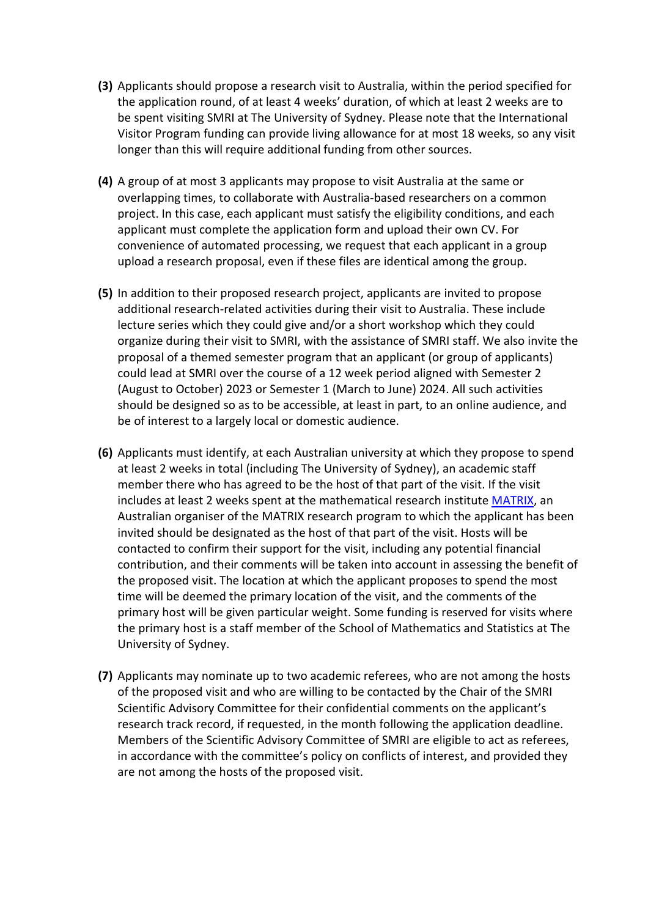**(3)** Applicants should propose a research visit to Australia, within the period specified for the application round, of at least 4 weeks' duration, of which at least 2 weeks are to be spent visiting SMRI at The University of Sydney. Please note that the International Visitor Program funding can provide living allowance for at most 18 weeks, so any visit longer than this will require additional funding from other sources.

**(4)** A group of at most 3 applicants may propose to visit Australia at the same or overlapping times, to collaborate with Australia-based researchers on a common project. In this case, each applicant must satisfy the eligibility conditions, and each applicant must complete the application form and upload their own CV. For convenience of automated processing, we request that each applicant in a group upload a research proposal, even if these files are identical among the group.

**(5)** In addition to their proposed research project, applicants are invited to propose additional research-related activities during their visit to Australia. These include lecture series which they could give and/or a short workshop which they could organize during their visit to SMRI, with the assistance of SMRI staff. We also invite the proposal of a themed semester program that an applicant (or group of applicants) could lead at SMRI over the course of a 12 week period aligned with Semester 2 (August to October) 2023 or Semester 1 (March to June) 2024. All such activities should be designed so as to be accessible, at least in part, to an online audience, and be of interest to a largely local or domestic audience.

**(6)** Applicants must identify, at each Australian university at which they propose to spend at least 2 weeks in total (including The University of Sydney), an academic staff member there who has agreed to be the host of that part of the visit. If the visit includes at least 2 weeks spent at the mathematical research institute [MATRIX](), an Australian organiser of the MATRIX research program to which the applicant has been invited should be designated as the host of that part of the visit. Hosts will be contacted to confirm their support for the visit, including any potential financial contribution, and their comments will be taken into account in assessing the benefit of the proposed visit. The location at which the applicant proposes to spend the most time will be deemed the primary location of the visit, and the comments of the primary host will be given particular weight. Some funding is reserved for visits where the primary host is a staff member of the School of Mathematics and Statistics at The University of Sydney.

**(7)** Applicants may nominate up to two academic referees, who are not among the hosts of the proposed visit and who are willing to be contacted by the Chair of the SMRI Scientific Advisory Committee for their confidential comments on the applicant's research track record, if requested, in the month following the application deadline. Members of the Scientific Advisory Committee of SMRI are eligible to act as referees, in accordance with the committee's policy on conflicts of interest, and provided they are not among the hosts of the proposed visit.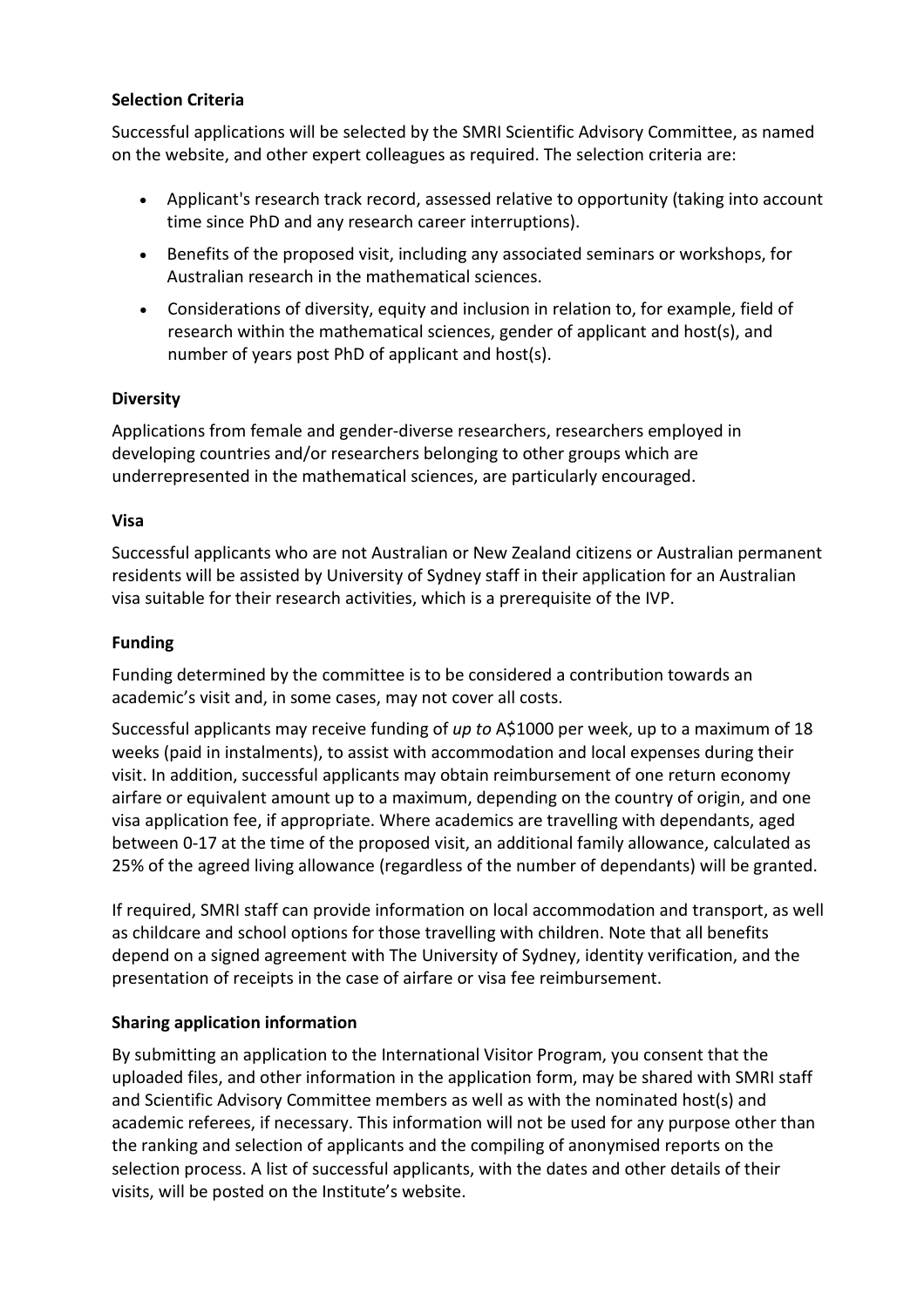**Selection Criteria**

Successful applications will be selected by the SMRI Scientific Advisory Committee, as named on the website, and other expert colleagues as required. The selection criteria are:

- Applicant's research track record, assessed relative to opportunity (taking into account time since PhD and any research career interruptions).
- Benefits of the proposed visit, including any associated seminars or workshops, for Australian research in the mathematical sciences.
- Considerations of diversity, equity and inclusion in relation to, for example, field of research within the mathematical sciences, gender of applicant and host(s), and number of years post PhD of applicant and host(s).

**Diversity**

Applications from female and gender-diverse researchers, researchers employed in developing countries and/or researchers belonging to other groups which are underrepresented in the mathematical sciences, are particularly encouraged.

**Visa**

Successful applicants who are not Australian or New Zealand citizens or Australian permanent residents will be assisted by University of Sydney staff in their application for an Australian visa suitable for their research activities, which is a prerequisite of the IVP.

**Funding**

Funding determined by the committee is to be considered a contribution towards an academic's visit and, in some cases, may not cover all costs.

Successful applicants may receive funding of *up to* A$1000 per week, up to a maximum of 18 weeks (paid in instalments), to assist with accommodation and local expenses during their visit. In addition, successful applicants may obtain reimbursement of one return economy airfare or equivalent amount up to a maximum, depending on the country of origin, and one visa application fee, if appropriate. Where academics are travelling with dependants, aged between 0-17 at the time of the proposed visit, an additional family allowance, calculated as 25% of the agreed living allowance (regardless of the number of dependants) will be granted.

If required, SMRI staff can provide information on local accommodation and transport, as well as childcare and school options for those travelling with children. Note that all benefits depend on a signed agreement with The University of Sydney, identity verification, and the presentation of receipts in the case of airfare or visa fee reimbursement.

**Sharing application information**

By submitting an application to the International Visitor Program, you consent that the uploaded files, and other information in the application form, may be shared with SMRI staff and Scientific Advisory Committee members as well as with the nominated host(s) and academic referees, if necessary. This information will not be used for any purpose other than the ranking and selection of applicants and the compiling of anonymised reports on the selection process. A list of successful applicants, with the dates and other details of their visits, will be posted on the Institute's website.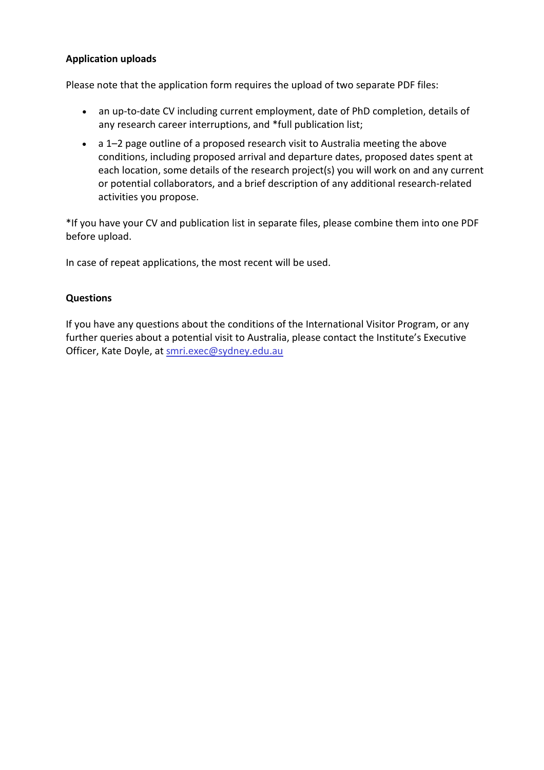**Application uploads**

Please note that the application form requires the upload of two separate PDF files:

- an up-to-date CV including current employment, date of PhD completion, details of any research career interruptions, and *full publication list;
- a 1–2 page outline of a proposed research visit to Australia meeting the above conditions, including proposed arrival and departure dates, proposed dates spent at each location, some details of the research project(s) you will work on and any current or potential collaborators, and a brief description of any additional research-related activities you propose.

*If you have your CV and publication list in separate files, please combine them into one PDF before upload.

In case of repeat applications, the most recent will be used.

**Questions**

If you have any questions about the conditions of the International Visitor Program, or any further queries about a potential visit to Australia, please contact the Institute's Executive Officer, Kate Doyle, at smri.exec@sydney.edu.au